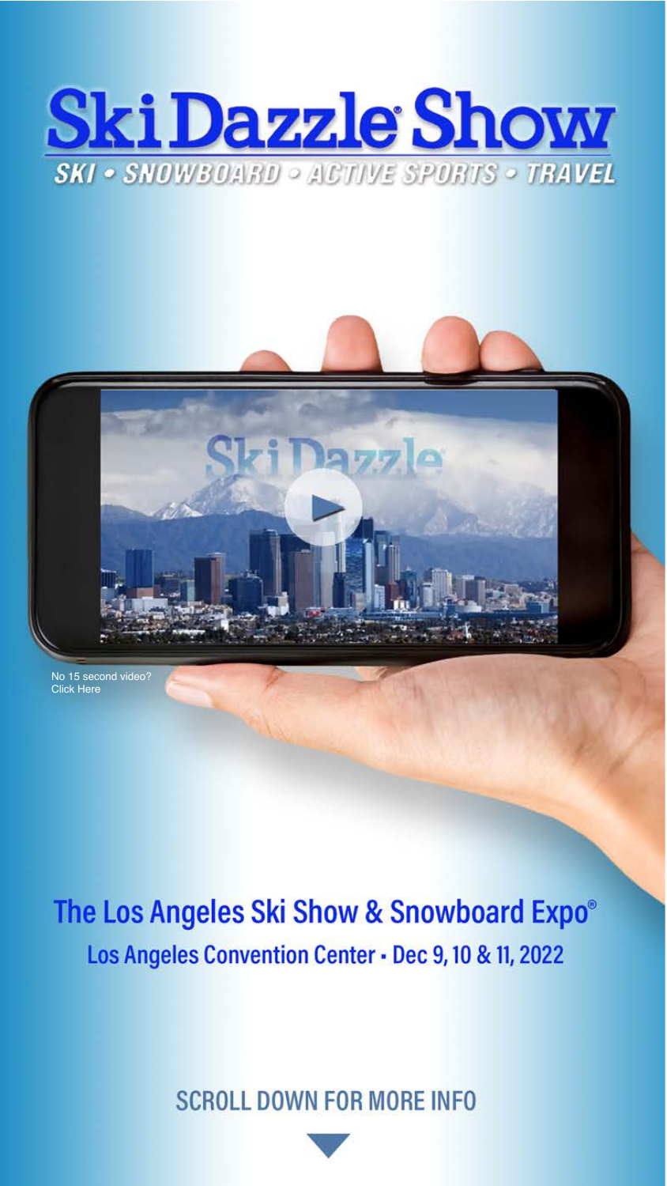# Ski Dazzle Show

**SKI • SNOWBOARD • ACTIVE SPORTS • TRAVEL**

No 15 second video?
Click Here

## The Los Angeles Ski Show & Snowboard Expo®

### Los Angeles Convention Center • Dec 9, 10 & 11, 2022

SCROLL DOWN FOR MORE INFO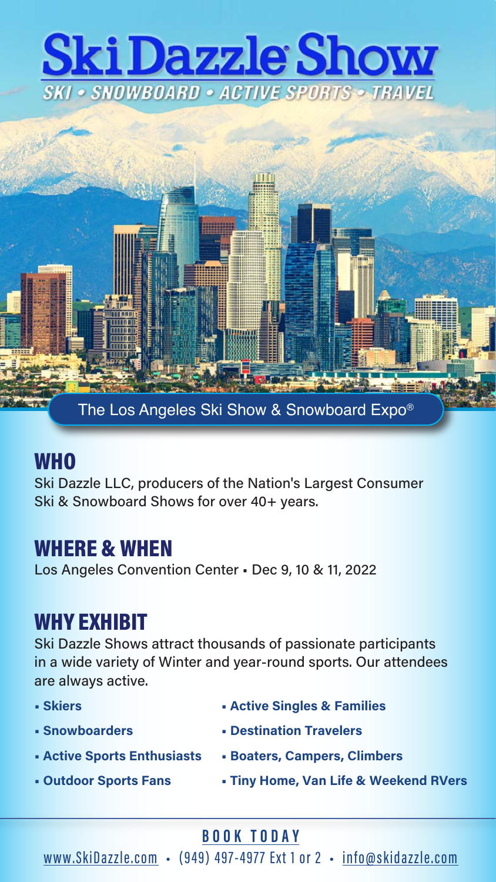# Ski Dazzle® Show

SKI • SNOWBOARD • ACTIVE SPORTS • TRAVEL

The Los Angeles Ski Show & Snowboard Expo®

## WHO

Ski Dazzle LLC, producers of the Nation's Largest Consumer Ski & Snowboard Shows for over 40+ years.

## WHERE & WHEN

Los Angeles Convention Center ▪ Dec 9, 10 & 11, 2022

## WHY EXHIBIT

Ski Dazzle Shows attract thousands of passionate participants in a wide variety of Winter and year-round sports. Our attendees are always active.

- **Skiers**
- **Snowboarders**
- **Active Sports Enthusiasts**
- **Outdoor Sports Fans**
- **Active Singles & Families**
- **Destination Travelers**
- **Boaters, Campers, Climbers**
- **Tiny Home, Van Life & Weekend RVers**

## BOOK TODAY

www.SkiDazzle.com • (949) 497-4977 Ext 1 or 2 • info@skidazzle.com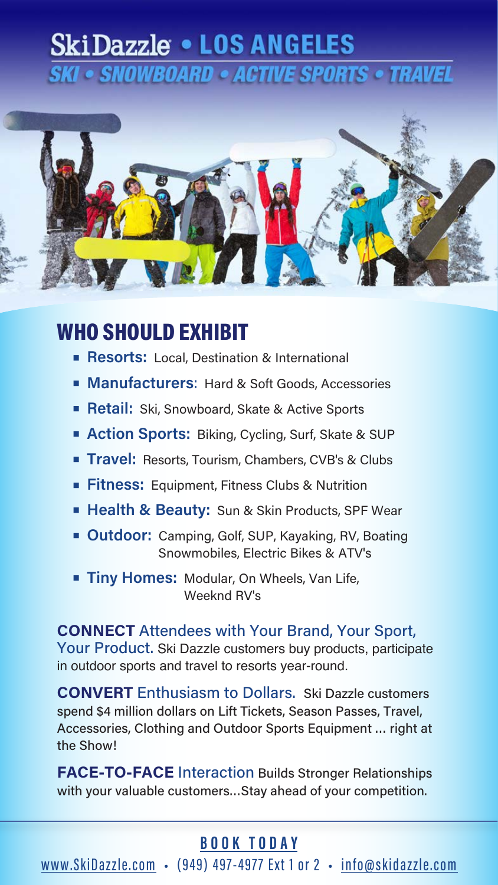# SkiDazzle • LOS ANGELES

## SKI • SNOWBOARD • ACTIVE SPORTS • TRAVEL

## WHO SHOULD EXHIBIT

- **Resorts:** Local, Destination & International
- **Manufacturers**: Hard & Soft Goods, Accessories
- **Retail:** Ski, Snowboard, Skate & Active Sports
- **Action Sports:** Biking, Cycling, Surf, Skate & SUP
- **Travel:** Resorts, Tourism, Chambers, CVB's & Clubs
- **Fitness:** Equipment, Fitness Clubs & Nutrition
- **Health & Beauty:** Sun & Skin Products, SPF Wear
- **Outdoor:** Camping, Golf, SUP, Kayaking, RV, Boating Snowmobiles, Electric Bikes & ATV's
- **Tiny Homes:** Modular, On Wheels, Van Life, Weeknd RV's

**CONNECT** Attendees with Your Brand, Your Sport, Your Product. Ski Dazzle customers buy products, participate in outdoor sports and travel to resorts year-round.

**CONVERT** Enthusiasm to Dollars. Ski Dazzle customers spend $4 million dollars on Lift Tickets, Season Passes, Travel, Accessories, Clothing and Outdoor Sports Equipment ... right at the Show!

**FACE-TO-FACE** Interaction Builds Stronger Relationships with your valuable customers...Stay ahead of your competition.

**BOOK TODAY**

www.SkiDazzle.com • (949) 497-4977 Ext 1 or 2 • info@skidazzle.com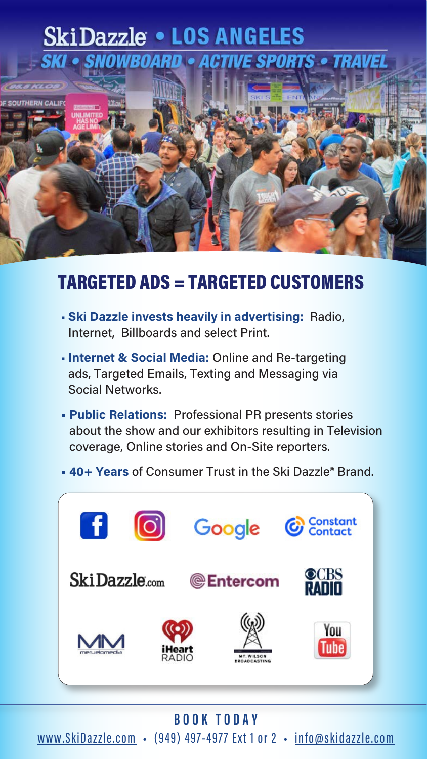# SkiDazzle® • LOS ANGELES

## SKI • SNOWBOARD • ACTIVE SPORTS • TRAVEL

## TARGETED ADS = TARGETED CUSTOMERS

- **Ski Dazzle invests heavily in advertising:** Radio, Internet, Billboards and select Print.
- **Internet & Social Media:** Online and Re-targeting ads, Targeted Emails, Texting and Messaging via Social Networks.
- **Public Relations:** Professional PR presents stories about the show and our exhibitors resulting in Television coverage, Online stories and On-Site reporters.
- **40+ Years** of Consumer Trust in the Ski Dazzle® Brand.

Facebook • Instagram • Google • Constant Contact • SkiDazzle.com • Entercom • CBS RADIO • meruelomedia • iHeart RADIO • MT. WILSON BROADCASTING • YouTube

**BOOK TODAY**

www.SkiDazzle.com • (949) 497-4977 Ext 1 or 2 • info@skidazzle.com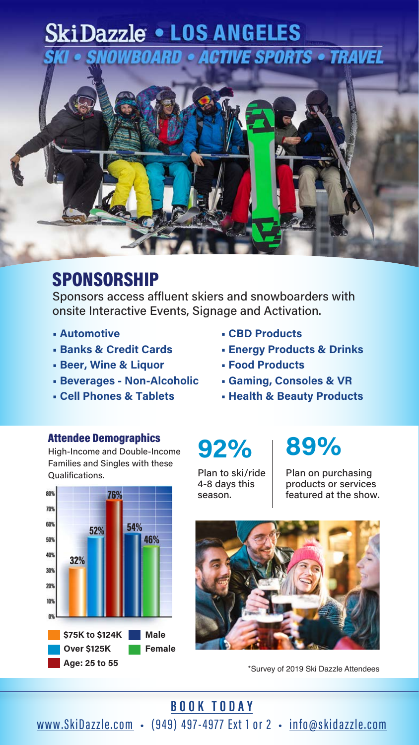# SkiDazzle • LOS ANGELES

**SKI • SNOWBOARD • ACTIVE SPORTS • TRAVEL**

## SPONSORSHIP

Sponsors access affluent skiers and snowboarders with onsite Interactive Events, Signage and Activation.

- **Automotive**
- **Banks & Credit Cards**
- **Beer, Wine & Liquor**
- **Beverages - Non-Alcoholic**
- **Cell Phones & Tablets**
- **CBD Products**
- **Energy Products & Drinks**
- **Food Products**
- **Gaming, Consoles & VR**
- **Health & Beauty Products**

### Attendee Demographics

High-Income and Double-Income Families and Singles with these Qualifications.

| Category | Percentage |
| --- | --- |
| $75K to $124K | 32% |
| Over $125K | 52% |
| Age: 25 to 55 | 76% |
| Male | 54% |
| Female | 46% |

**92%** Plan to ski/ride 4-8 days this season.

**89%** Plan on purchasing products or services featured at the show.

*Survey of 2019 Ski Dazzle Attendees

**BOOK TODAY**

www.SkiDazzle.com • (949) 497-4977 Ext 1 or 2 • info@skidazzle.com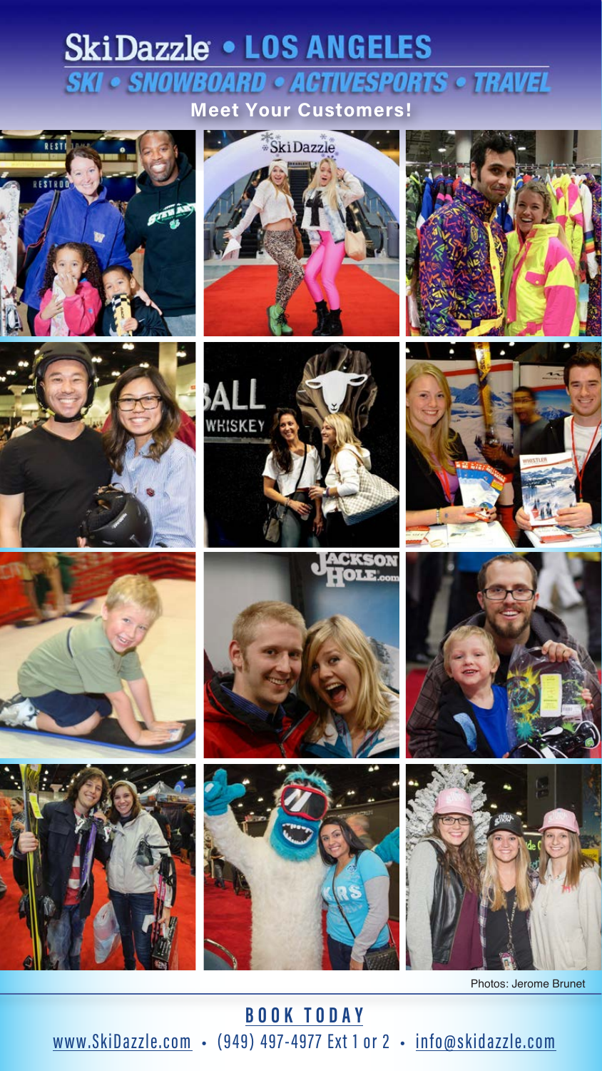# SkiDazzle • LOS ANGELES

## SKI • SNOWBOARD • ACTIVESPORTS • TRAVEL

**Meet Your Customers!**

Photos: Jerome Brunet

**BOOK TODAY**

www.SkiDazzle.com • (949) 497-4977 Ext 1 or 2 • info@skidazzle.com